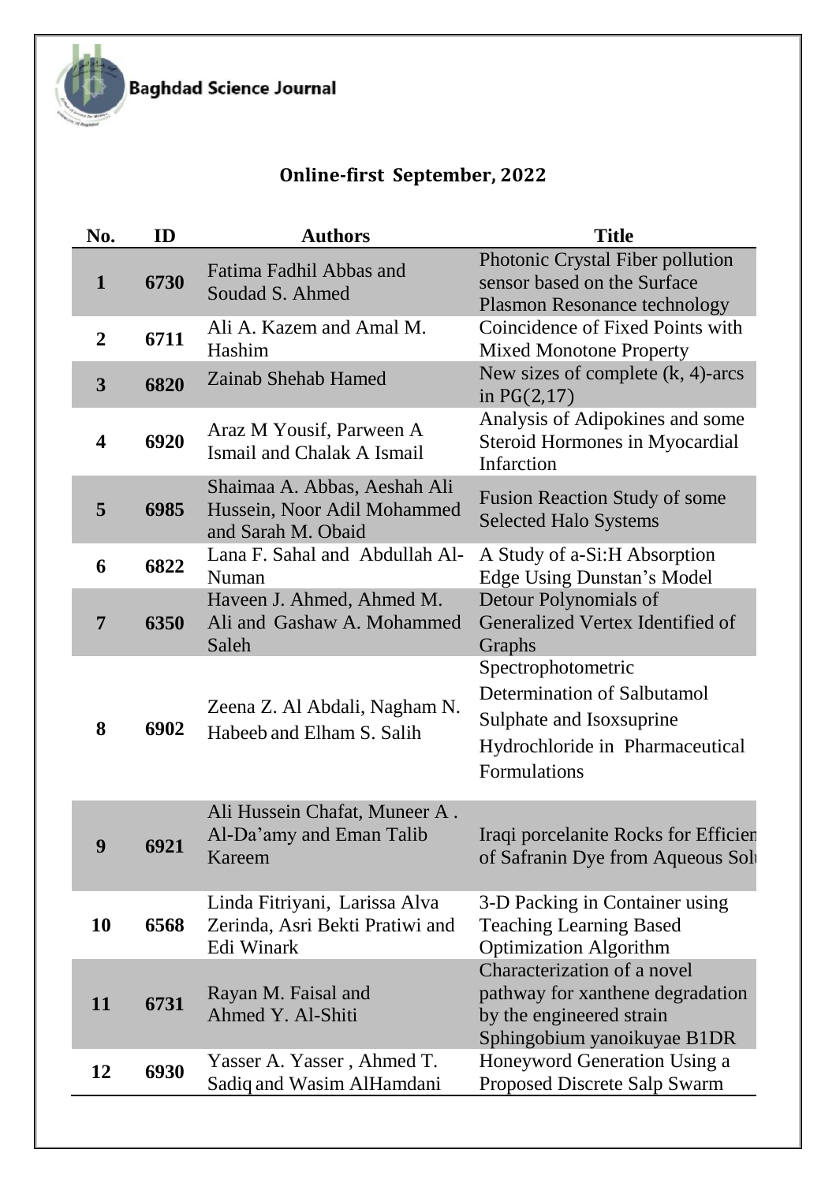Baghdad Science Journal

## Online-first September, 2022

| No. | ID | Authors | Title |
|---|---|---|---|
| 1 | 6730 | Fatima Fadhil Abbas and Soudad S. Ahmed | Photonic Crystal Fiber pollution sensor based on the Surface Plasmon Resonance technology |
| 2 | 6711 | Ali A. Kazem and Amal M. Hashim | Coincidence of Fixed Points with Mixed Monotone Property |
| 3 | 6820 | Zainab Shehab Hamed | New sizes of complete (k, 4)-arcs in PG(2,17) |
| 4 | 6920 | Araz M Yousif, Parween A Ismail and Chalak A Ismail | Analysis of Adipokines and some Steroid Hormones in Myocardial Infarction |
| 5 | 6985 | Shaimaa A. Abbas, Aeshah Ali Hussein, Noor Adil Mohammed and Sarah M. Obaid | Fusion Reaction Study of some Selected Halo Systems |
| 6 | 6822 | Lana F. Sahal and Abdullah Al-Numan | A Study of a-Si:H Absorption Edge Using Dunstan's Model |
| 7 | 6350 | Haveen J. Ahmed, Ahmed M. Ali and Gashaw A. Mohammed Saleh | Detour Polynomials of Generalized Vertex Identified of Graphs |
| 8 | 6902 | Zeena Z. Al Abdali, Nagham N. Habeeb and Elham S. Salih | Spectrophotometric Determination of Salbutamol Sulphate and Isoxsuprine Hydrochloride in Pharmaceutical Formulations |
| 9 | 6921 | Ali Hussein Chafat, Muneer A . Al-Da'amy and Eman Talib Kareem | Iraqi porcelanite Rocks for Efficien of Safranin Dye from Aqueous Solu |
| 10 | 6568 | Linda Fitriyani, Larissa Alva Zerinda, Asri Bekti Pratiwi and Edi Winark | 3-D Packing in Container using Teaching Learning Based Optimization Algorithm |
| 11 | 6731 | Rayan M. Faisal and Ahmed Y. Al-Shiti | Characterization of a novel pathway for xanthene degradation by the engineered strain Sphingobium yanoikuyae B1DR |
| 12 | 6930 | Yasser A. Yasser , Ahmed T. Sadiq and Wasim AlHamdani | Honeyword Generation Using a Proposed Discrete Salp Swarm |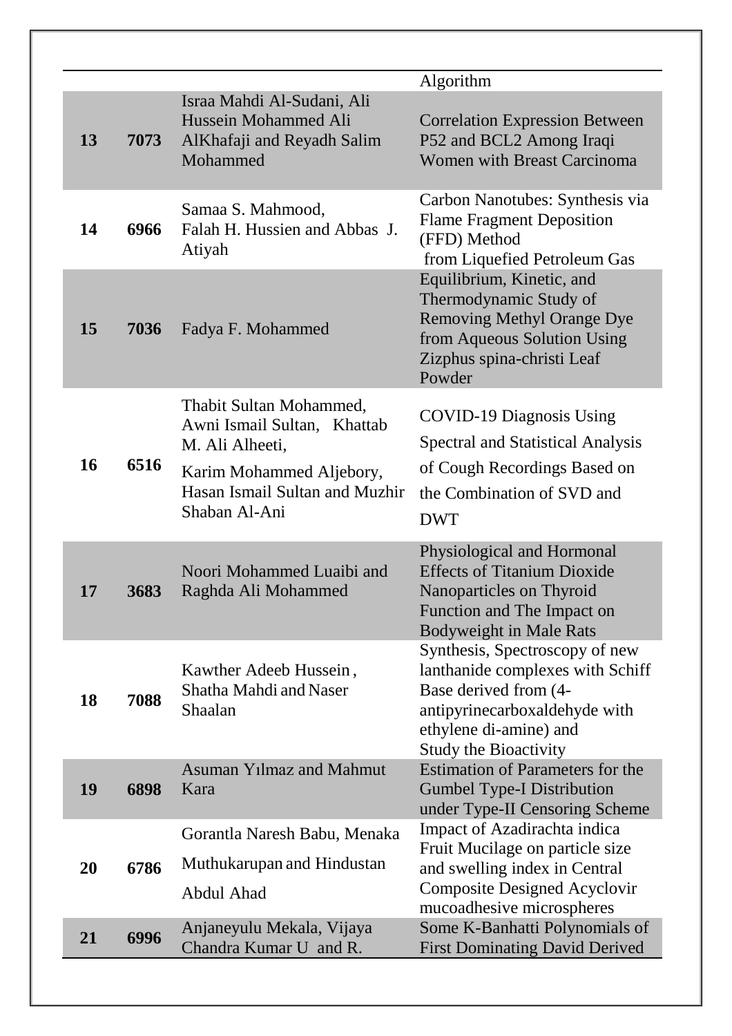| | | | Algorithm |
|---|---|---|---|
| **13** | **7073** | Israa Mahdi Al-Sudani, Ali Hussein Mohammed Ali AlKhafaji and Reyadh Salim Mohammed | Correlation Expression Between P52 and BCL2 Among Iraqi Women with Breast Carcinoma |
| **14** | **6966** | Samaa S. Mahmood, Falah H. Hussien and Abbas J. Atiyah | Carbon Nanotubes: Synthesis via Flame Fragment Deposition (FFD) Method from Liquefied Petroleum Gas |
| **15** | **7036** | Fadya F. Mohammed | Equilibrium, Kinetic, and Thermodynamic Study of Removing Methyl Orange Dye from Aqueous Solution Using Zizphus spina-christi Leaf Powder |
| **16** | **6516** | Thabit Sultan Mohammed, Awni Ismail Sultan, Khattab M. Ali Alheeti, Karim Mohammed Aljebory, Hasan Ismail Sultan and Muzhir Shaban Al-Ani | COVID-19 Diagnosis Using Spectral and Statistical Analysis of Cough Recordings Based on the Combination of SVD and DWT |
| **17** | **3683** | Noori Mohammed Luaibi and Raghda Ali Mohammed | Physiological and Hormonal Effects of Titanium Dioxide Nanoparticles on Thyroid Function and The Impact on Bodyweight in Male Rats |
| **18** | **7088** | Kawther Adeeb Hussein, Shatha Mahdi and Naser Shaalan | Synthesis, Spectroscopy of new lanthanide complexes with Schiff Base derived from (4-antipyrinecarboxaldehyde with ethylene di-amine) and Study the Bioactivity |
| **19** | **6898** | Asuman Yılmaz and Mahmut Kara | Estimation of Parameters for the Gumbel Type-I Distribution under Type-II Censoring Scheme |
| **20** | **6786** | Gorantla Naresh Babu, Menaka Muthukarupan and Hindustan Abdul Ahad | Impact of Azadirachta indica Fruit Mucilage on particle size and swelling index in Central Composite Designed Acyclovir mucoadhesive microspheres |
| **21** | **6996** | Anjaneyulu Mekala, Vijaya Chandra Kumar U and R. | Some K-Banhatti Polynomials of First Dominating David Derived |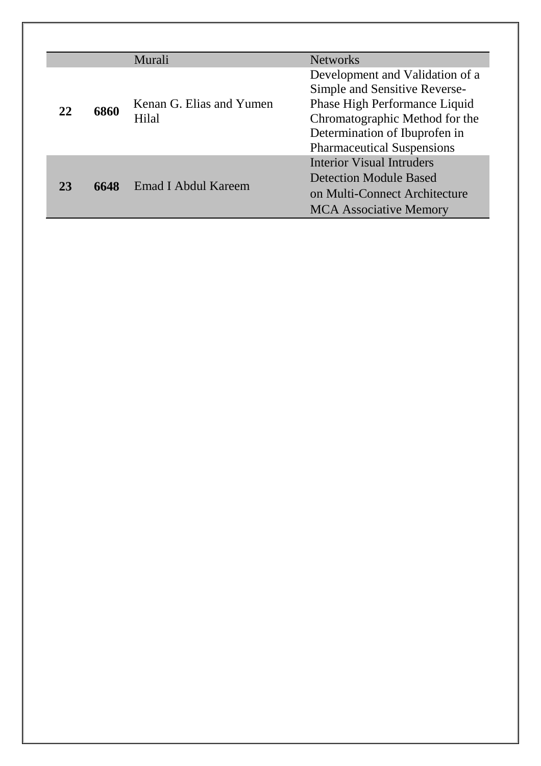| | | | |
|---|---|---|---|
| | | Murali | Networks |
| **22** | **6860** | Kenan G. Elias and Yumen Hilal | Development and Validation of a Simple and Sensitive Reverse-Phase High Performance Liquid Chromatographic Method for the Determination of Ibuprofen in Pharmaceutical Suspensions |
| **23** | **6648** | Emad I Abdul Kareem | Interior Visual Intruders Detection Module Based on Multi-Connect Architecture MCA Associative Memory |